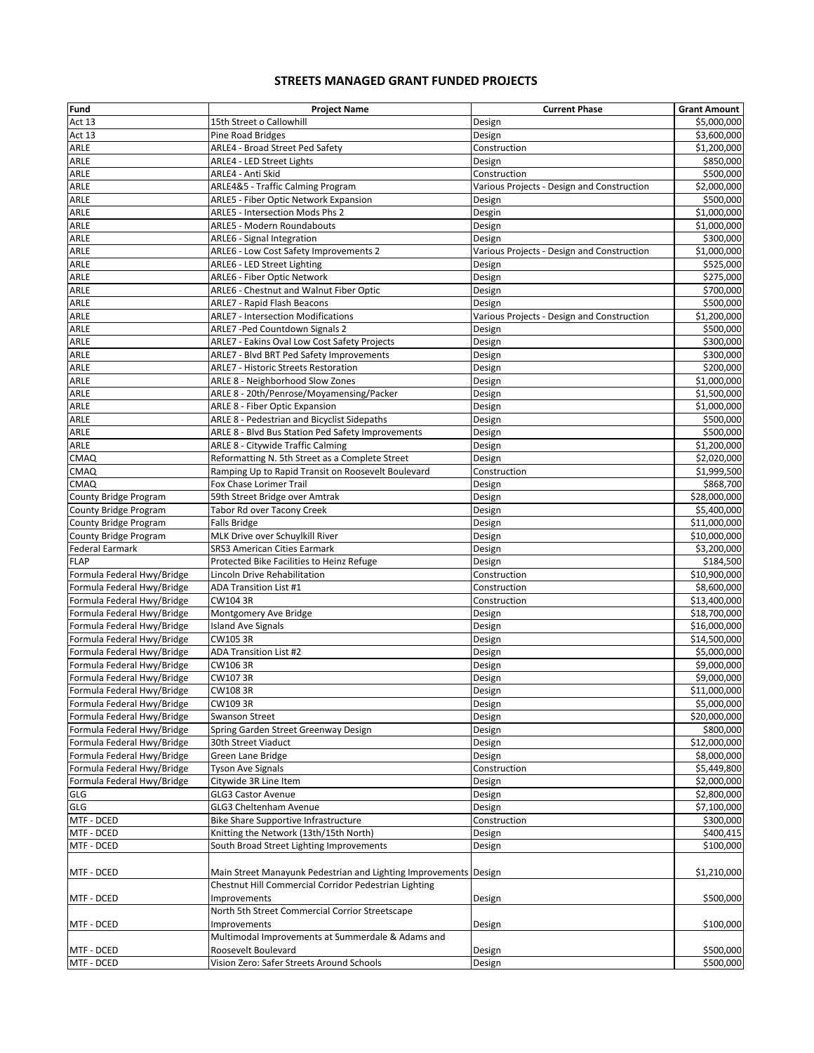# STREETS MANAGED GRANT FUNDED PROJECTS

| Fund | Project Name | Current Phase | Grant Amount |
|---|---|---|---|
| Act 13 | 15th Street o Callowhill | Design | $5,000,000 |
| Act 13 | Pine Road Bridges | Design | $3,600,000 |
| ARLE | ARLE4 - Broad Street Ped Safety | Construction | $1,200,000 |
| ARLE | ARLE4 - LED Street Lights | Design | $850,000 |
| ARLE | ARLE4 - Anti Skid | Construction | $500,000 |
| ARLE | ARLE4&5 - Traffic Calming Program | Various Projects - Design and Construction | $2,000,000 |
| ARLE | ARLE5 - Fiber Optic Network Expansion | Design | $500,000 |
| ARLE | ARLE5 - Intersection Mods Phs 2 | Desgin | $1,000,000 |
| ARLE | ARLE5 - Modern Roundabouts | Design | $1,000,000 |
| ARLE | ARLE6 - Signal Integration | Design | $300,000 |
| ARLE | ARLE6 - Low Cost Safety Improvements 2 | Various Projects - Design and Construction | $1,000,000 |
| ARLE | ARLE6 - LED Street Lighting | Design | $525,000 |
| ARLE | ARLE6 - Fiber Optic Network | Design | $275,000 |
| ARLE | ARLE6 - Chestnut and Walnut Fiber Optic | Design | $700,000 |
| ARLE | ARLE7 - Rapid Flash Beacons | Design | $500,000 |
| ARLE | ARLE7 - Intersection Modifications | Various Projects - Design and Construction | $1,200,000 |
| ARLE | ARLE7 -Ped Countdown Signals 2 | Design | $500,000 |
| ARLE | ARLE7 - Eakins Oval Low Cost Safety Projects | Design | $300,000 |
| ARLE | ARLE7 - Blvd BRT Ped Safety Improvements | Design | $300,000 |
| ARLE | ARLE7 - Historic Streets Restoration | Design | $200,000 |
| ARLE | ARLE 8 - Neighborhood Slow Zones | Design | $1,000,000 |
| ARLE | ARLE 8 - 20th/Penrose/Moyamensing/Packer | Design | $1,500,000 |
| ARLE | ARLE 8 - Fiber Optic Expansion | Design | $1,000,000 |
| ARLE | ARLE 8 - Pedestrian and Bicyclist Sidepaths | Design | $500,000 |
| ARLE | ARLE 8 - Blvd Bus Station Ped Safety Improvements | Design | $500,000 |
| ARLE | ARLE 8 - Citywide Traffic Calming | Design | $1,200,000 |
| CMAQ | Reformatting N. 5th Street as a Complete Street | Design | $2,020,000 |
| CMAQ | Ramping Up to Rapid Transit on Roosevelt Boulevard | Construction | $1,999,500 |
| CMAQ | Fox Chase Lorimer Trail | Design | $868,700 |
| County Bridge Program | 59th Street Bridge over Amtrak | Design | $28,000,000 |
| County Bridge Program | Tabor Rd over Tacony Creek | Design | $5,400,000 |
| County Bridge Program | Falls Bridge | Design | $11,000,000 |
| County Bridge Program | MLK Drive over Schuylkill River | Design | $10,000,000 |
| Federal Earmark | SRS3 American Cities Earmark | Design | $3,200,000 |
| FLAP | Protected Bike Facilities to Heinz Refuge | Design | $184,500 |
| Formula Federal Hwy/Bridge | Lincoln Drive Rehabilitation | Construction | $10,900,000 |
| Formula Federal Hwy/Bridge | ADA Transition List #1 | Construction | $8,600,000 |
| Formula Federal Hwy/Bridge | CW104 3R | Construction | $13,400,000 |
| Formula Federal Hwy/Bridge | Montgomery Ave Bridge | Design | $18,700,000 |
| Formula Federal Hwy/Bridge | Island Ave Signals | Design | $16,000,000 |
| Formula Federal Hwy/Bridge | CW105 3R | Design | $14,500,000 |
| Formula Federal Hwy/Bridge | ADA Transition List #2 | Design | $5,000,000 |
| Formula Federal Hwy/Bridge | CW106 3R | Design | $9,000,000 |
| Formula Federal Hwy/Bridge | CW107 3R | Design | $9,000,000 |
| Formula Federal Hwy/Bridge | CW108 3R | Design | $11,000,000 |
| Formula Federal Hwy/Bridge | CW109 3R | Design | $5,000,000 |
| Formula Federal Hwy/Bridge | Swanson Street | Design | $20,000,000 |
| Formula Federal Hwy/Bridge | Spring Garden Street Greenway Design | Design | $800,000 |
| Formula Federal Hwy/Bridge | 30th Street Viaduct | Design | $12,000,000 |
| Formula Federal Hwy/Bridge | Green Lane Bridge | Design | $8,000,000 |
| Formula Federal Hwy/Bridge | Tyson Ave Signals | Construction | $5,449,800 |
| Formula Federal Hwy/Bridge | Citywide 3R Line Item | Design | $2,000,000 |
| GLG | GLG3 Castor Avenue | Design | $2,800,000 |
| GLG | GLG3 Cheltenham Avenue | Design | $7,100,000 |
| MTF - DCED | Bike Share Supportive Infrastructure | Construction | $300,000 |
| MTF - DCED | Knitting the Network (13th/15th North) | Design | $400,415 |
| MTF - DCED | South Broad Street Lighting Improvements | Design | $100,000 |
| MTF - DCED | Main Street Manayunk Pedestrian and Lighting Improvements | Design | $1,210,000 |
| MTF - DCED | Chestnut Hill Commercial Corridor Pedestrian Lighting Improvements | Design | $500,000 |
| MTF - DCED | North 5th Street Commercial Corrior Streetscape Improvements | Design | $100,000 |
| MTF - DCED | Multimodal Improvements at Summerdale & Adams and Roosevelt Boulevard | Design | $500,000 |
| MTF - DCED | Vision Zero: Safer Streets Around Schools | Design | $500,000 |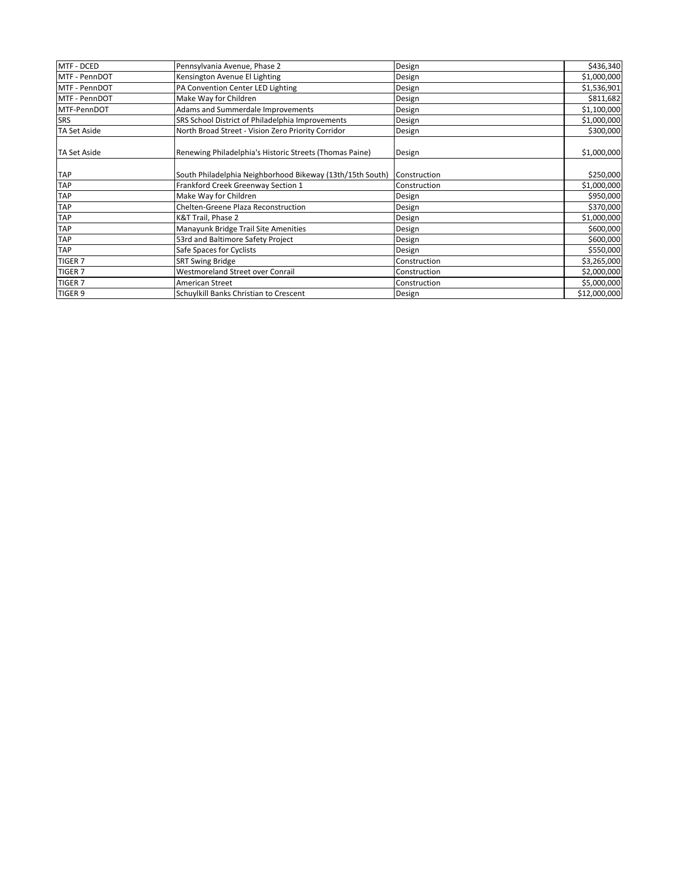| | | | |
|---|---|---|---|
| MTF - DCED | Pennsylvania Avenue, Phase 2 | Design | $436,340 |
| MTF - PennDOT | Kensington Avenue El Lighting | Design | $1,000,000 |
| MTF - PennDOT | PA Convention Center LED Lighting | Design | $1,536,901 |
| MTF - PennDOT | Make Way for Children | Design | $811,682 |
| MTF-PennDOT | Adams and Summerdale Improvements | Design | $1,100,000 |
| SRS | SRS School District of Philadelphia Improvements | Design | $1,000,000 |
| TA Set Aside | North Broad Street - Vision Zero Priority Corridor | Design | $300,000 |
| TA Set Aside | Renewing Philadelphia's Historic Streets (Thomas Paine) | Design | $1,000,000 |
| TAP | South Philadelphia Neighborhood Bikeway (13th/15th South) | Construction | $250,000 |
| TAP | Frankford Creek Greenway Section 1 | Construction | $1,000,000 |
| TAP | Make Way for Children | Design | $950,000 |
| TAP | Chelten-Greene Plaza Reconstruction | Design | $370,000 |
| TAP | K&T Trail, Phase 2 | Design | $1,000,000 |
| TAP | Manayunk Bridge Trail Site Amenities | Design | $600,000 |
| TAP | 53rd and Baltimore Safety Project | Design | $600,000 |
| TAP | Safe Spaces for Cyclists | Design | $550,000 |
| TIGER 7 | SRT Swing Bridge | Construction | $3,265,000 |
| TIGER 7 | Westmoreland Street over Conrail | Construction | $2,000,000 |
| TIGER 7 | American Street | Construction | $5,000,000 |
| TIGER 9 | Schuylkill Banks Christian to Crescent | Design | $12,000,000 |